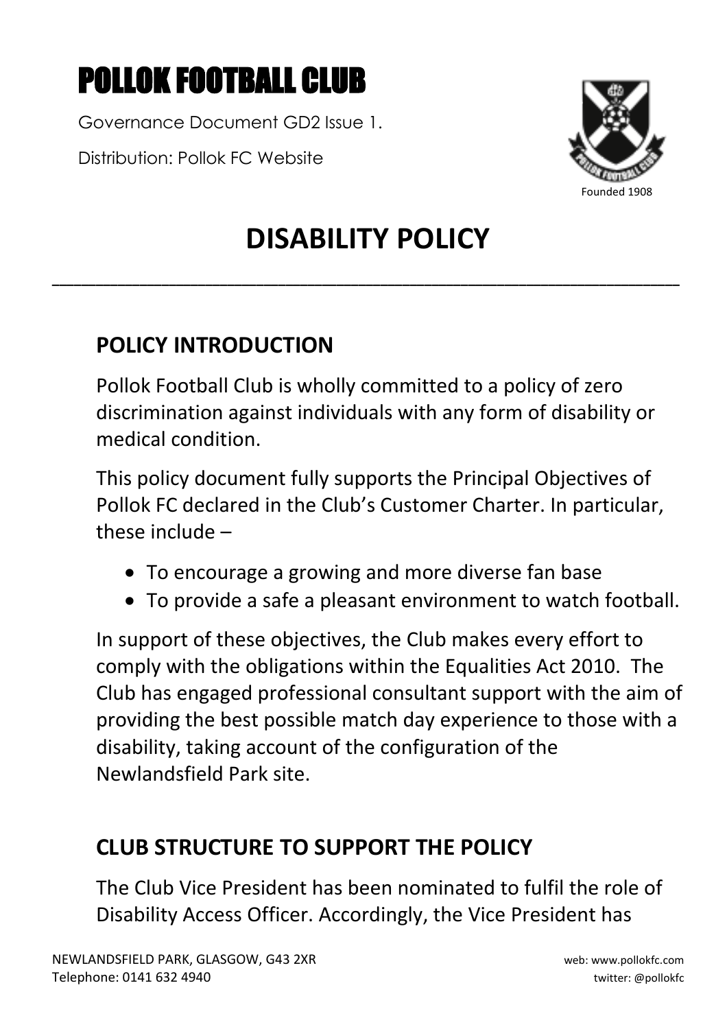# POLLOK FOOTBALL CLUB

Governance Document GD2 Issue 1.

Distribution: Pollok FC Website

Founded 1908

# DISABILITY POLICY

## POLICY INTRODUCTION

Pollok Football Club is wholly committed to a policy of zero discrimination against individuals with any form of disability or medical condition.

This policy document fully supports the Principal Objectives of Pollok FC declared in the Club's Customer Charter. In particular, these include –

- To encourage a growing and more diverse fan base
- To provide a safe a pleasant environment to watch football.

In support of these objectives, the Club makes every effort to comply with the obligations within the Equalities Act 2010. The Club has engaged professional consultant support with the aim of providing the best possible match day experience to those with a disability, taking account of the configuration of the Newlandsfield Park site.

## CLUB STRUCTURE TO SUPPORT THE POLICY

The Club Vice President has been nominated to fulfil the role of Disability Access Officer. Accordingly, the Vice President has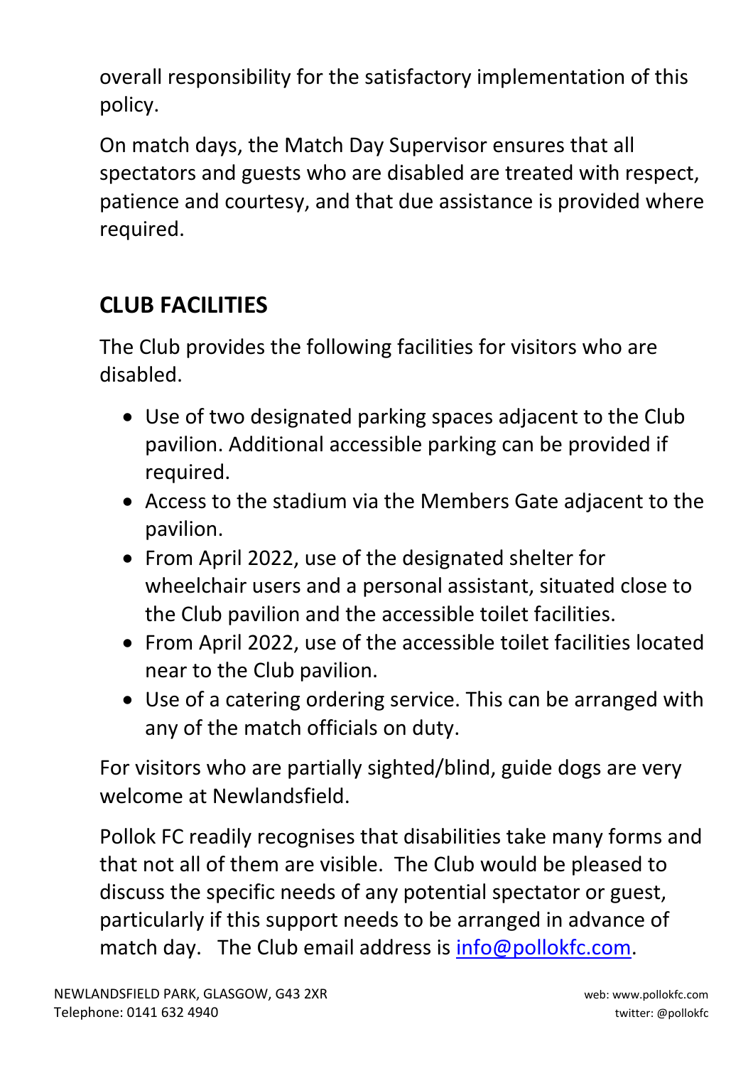overall responsibility for the satisfactory implementation of this policy.

On match days, the Match Day Supervisor ensures that all spectators and guests who are disabled are treated with respect, patience and courtesy, and that due assistance is provided where required.

## CLUB FACILITIES

The Club provides the following facilities for visitors who are disabled.

- Use of two designated parking spaces adjacent to the Club pavilion. Additional accessible parking can be provided if required.
- Access to the stadium via the Members Gate adjacent to the pavilion.
- From April 2022, use of the designated shelter for wheelchair users and a personal assistant, situated close to the Club pavilion and the accessible toilet facilities.
- From April 2022, use of the accessible toilet facilities located near to the Club pavilion.
- Use of a catering ordering service. This can be arranged with any of the match officials on duty.

For visitors who are partially sighted/blind, guide dogs are very welcome at Newlandsfield.

Pollok FC readily recognises that disabilities take many forms and that not all of them are visible. The Club would be pleased to discuss the specific needs of any potential spectator or guest, particularly if this support needs to be arranged in advance of match day. The Club email address is info@pollokfc.com.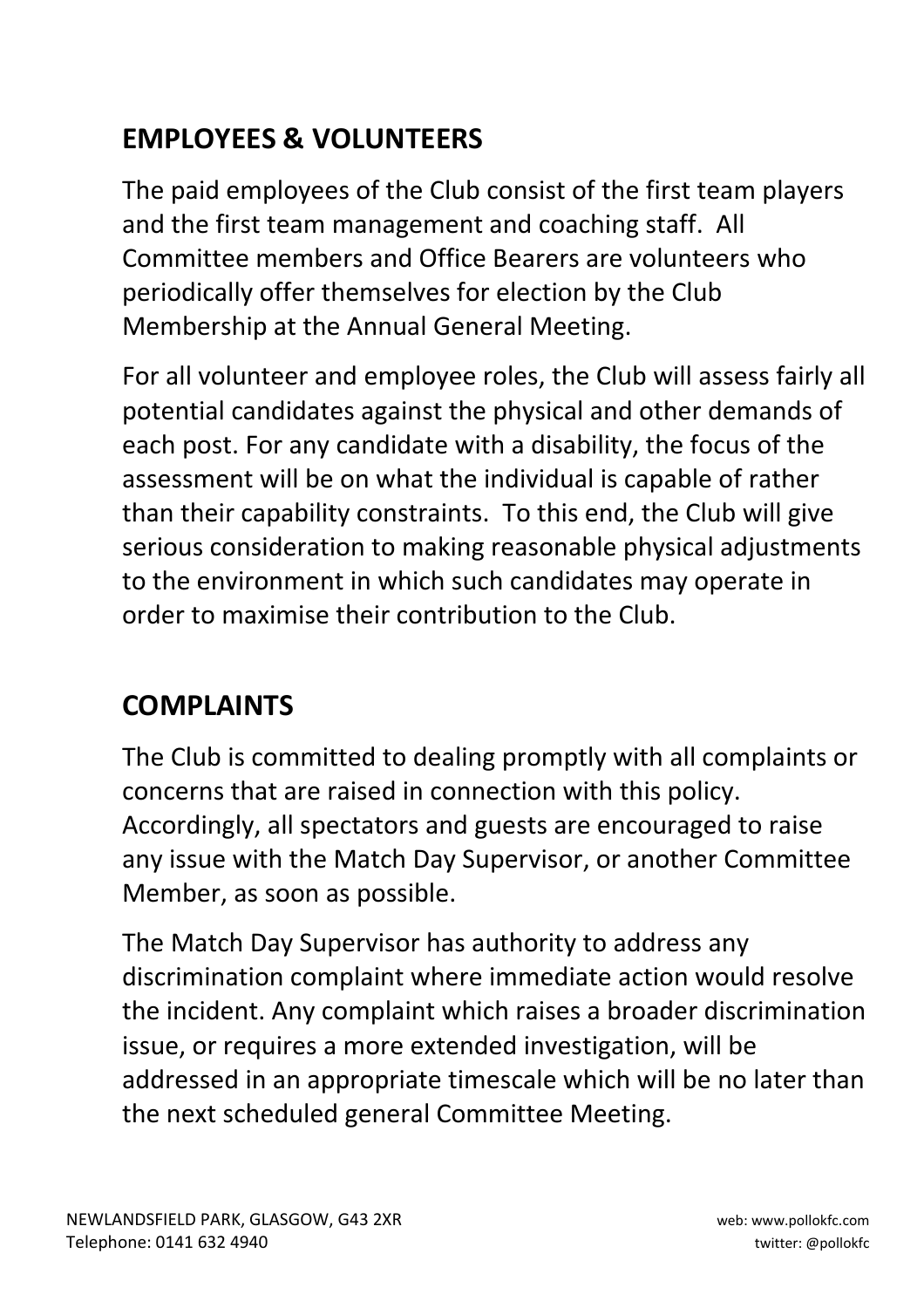## EMPLOYEES & VOLUNTEERS

The paid employees of the Club consist of the first team players and the first team management and coaching staff. All Committee members and Office Bearers are volunteers who periodically offer themselves for election by the Club Membership at the Annual General Meeting.

For all volunteer and employee roles, the Club will assess fairly all potential candidates against the physical and other demands of each post. For any candidate with a disability, the focus of the assessment will be on what the individual is capable of rather than their capability constraints. To this end, the Club will give serious consideration to making reasonable physical adjustments to the environment in which such candidates may operate in order to maximise their contribution to the Club.

## COMPLAINTS

The Club is committed to dealing promptly with all complaints or concerns that are raised in connection with this policy. Accordingly, all spectators and guests are encouraged to raise any issue with the Match Day Supervisor, or another Committee Member, as soon as possible.

The Match Day Supervisor has authority to address any discrimination complaint where immediate action would resolve the incident. Any complaint which raises a broader discrimination issue, or requires a more extended investigation, will be addressed in an appropriate timescale which will be no later than the next scheduled general Committee Meeting.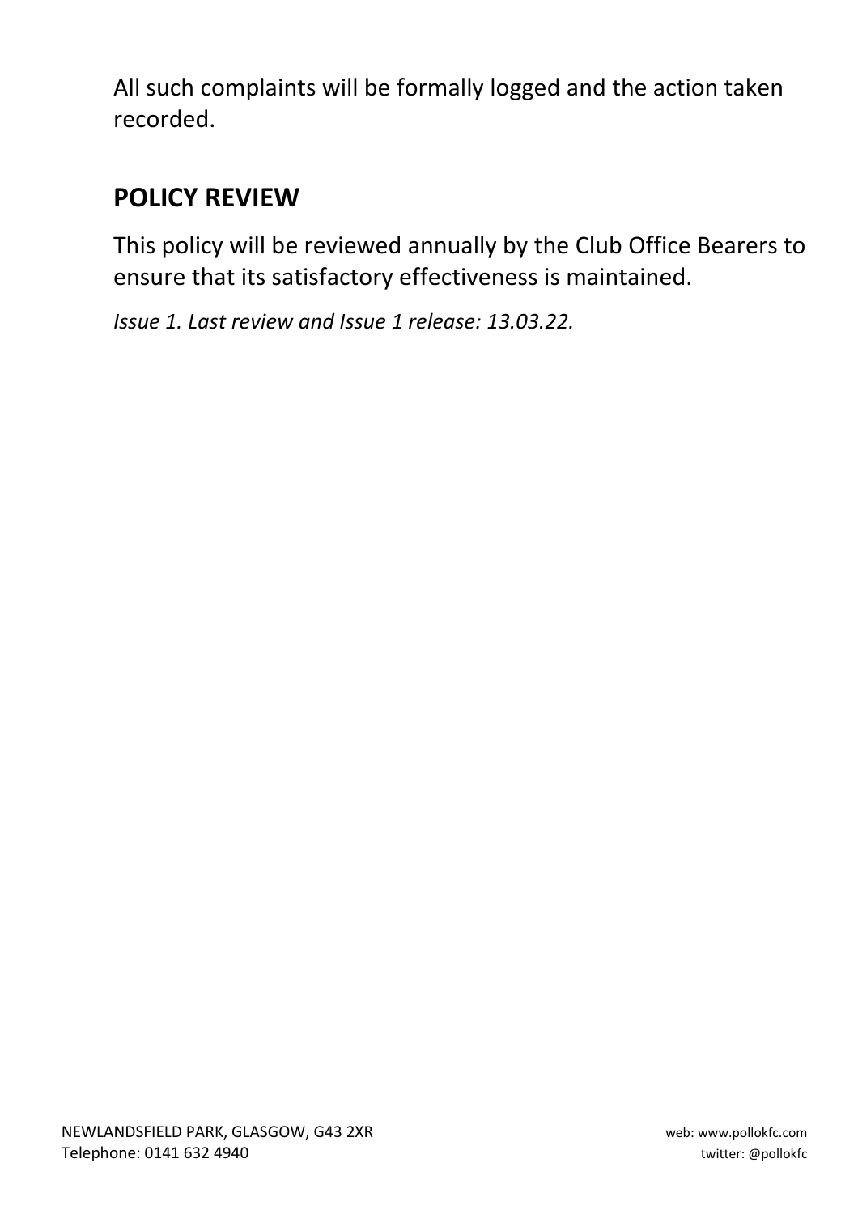All such complaints will be formally logged and the action taken recorded.

## POLICY REVIEW

This policy will be reviewed annually by the Club Office Bearers to ensure that its satisfactory effectiveness is maintained.

*Issue 1. Last review and Issue 1 release: 13.03.22.*